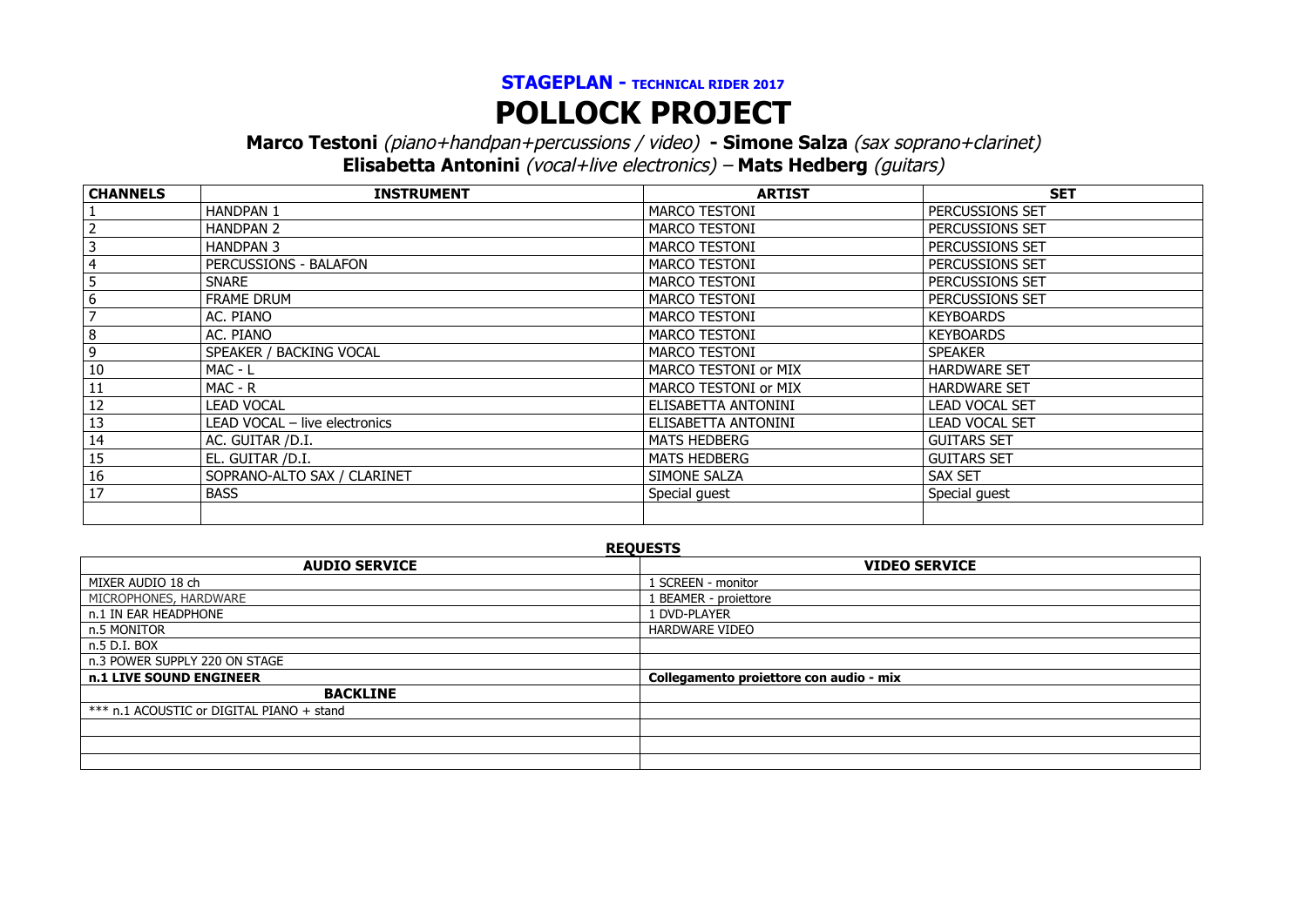**STAGEPLAN - TECHNICAL RIDER 2017**

# POLLOCK PROJECT

**Marco Testoni** *(piano+handpan+percussions / video)* **- Simone Salza** *(sax soprano+clarinet)*
**Elisabetta Antonini** *(vocal+live electronics)* – **Mats Hedberg** *(guitars)*

| CHANNELS | INSTRUMENT | ARTIST | SET |
|---|---|---|---|
| 1 | HANDPAN 1 | MARCO TESTONI | PERCUSSIONS SET |
| 2 | HANDPAN 2 | MARCO TESTONI | PERCUSSIONS SET |
| 3 | HANDPAN 3 | MARCO TESTONI | PERCUSSIONS SET |
| 4 | PERCUSSIONS - BALAFON | MARCO TESTONI | PERCUSSIONS SET |
| 5 | SNARE | MARCO TESTONI | PERCUSSIONS SET |
| 6 | FRAME DRUM | MARCO TESTONI | PERCUSSIONS SET |
| 7 | AC. PIANO | MARCO TESTONI | KEYBOARDS |
| 8 | AC. PIANO | MARCO TESTONI | KEYBOARDS |
| 9 | SPEAKER / BACKING VOCAL | MARCO TESTONI | SPEAKER |
| 10 | MAC - L | MARCO TESTONI or MIX | HARDWARE SET |
| 11 | MAC - R | MARCO TESTONI or MIX | HARDWARE SET |
| 12 | LEAD VOCAL | ELISABETTA ANTONINI | LEAD VOCAL SET |
| 13 | LEAD VOCAL – live electronics | ELISABETTA ANTONINI | LEAD VOCAL SET |
| 14 | AC. GUITAR /D.I. | MATS HEDBERG | GUITARS SET |
| 15 | EL. GUITAR /D.I. | MATS HEDBERG | GUITARS SET |
| 16 | SOPRANO-ALTO SAX / CLARINET | SIMONE SALZA | SAX SET |
| 17 | BASS | Special guest | Special guest |
| | | | |

**REQUESTS**

| AUDIO SERVICE | VIDEO SERVICE |
|---|---|
| MIXER AUDIO 18 ch | 1 SCREEN - monitor |
| MICROPHONES, HARDWARE | 1 BEAMER - proiettore |
| n.1 IN EAR HEADPHONE | 1 DVD-PLAYER |
| n.5 MONITOR | HARDWARE VIDEO |
| n.5 D.I. BOX | |
| n.3 POWER SUPPLY 220 ON STAGE | |
| **n.1 LIVE SOUND ENGINEER** | **Collegamento proiettore con audio - mix** |
| **BACKLINE** | |
| *** n.1 ACOUSTIC or DIGITAL PIANO + stand | |
| | |
| | |
| | |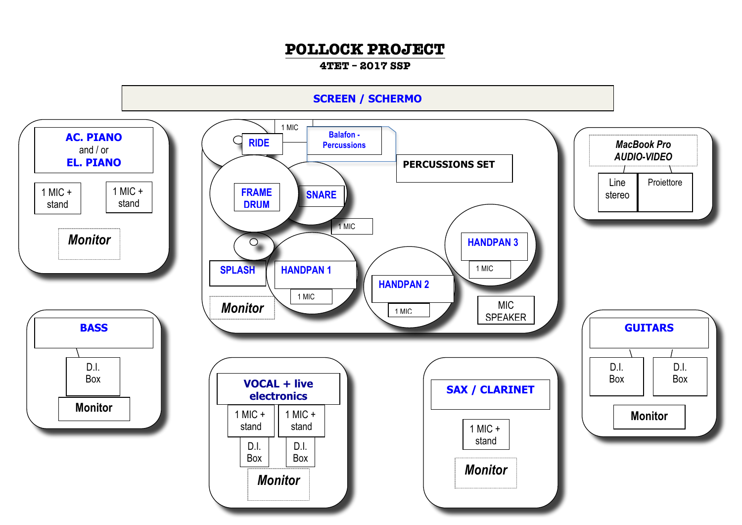# POLLOCK PROJECT

**4TET – 2017 SSP**

**SCREEN / SCHERMO**

**AC. PIANO**
and / or
**EL. PIANO**

1 MIC + stand

1 MIC + stand

*Monitor*

1 MIC

**RIDE**

**Balafon - Percussions**

**PERCUSSIONS SET**

**FRAME DRUM**

**SNARE**

1 MIC

**SPLASH**

**HANDPAN 1**

1 MIC

*Monitor*

**HANDPAN 2**

1 MIC

**HANDPAN 3**

1 MIC

MIC SPEAKER

*MacBook Pro AUDIO-VIDEO*

Line stereo

Proiettore

**BASS**

D.I. Box

Monitor

**VOCAL + live electronics**

1 MIC + stand

1 MIC + stand

D.I. Box

D.I. Box

*Monitor*

**SAX / CLARINET**

1 MIC + stand

*Monitor*

**GUITARS**

D.I. Box

D.I. Box

Monitor